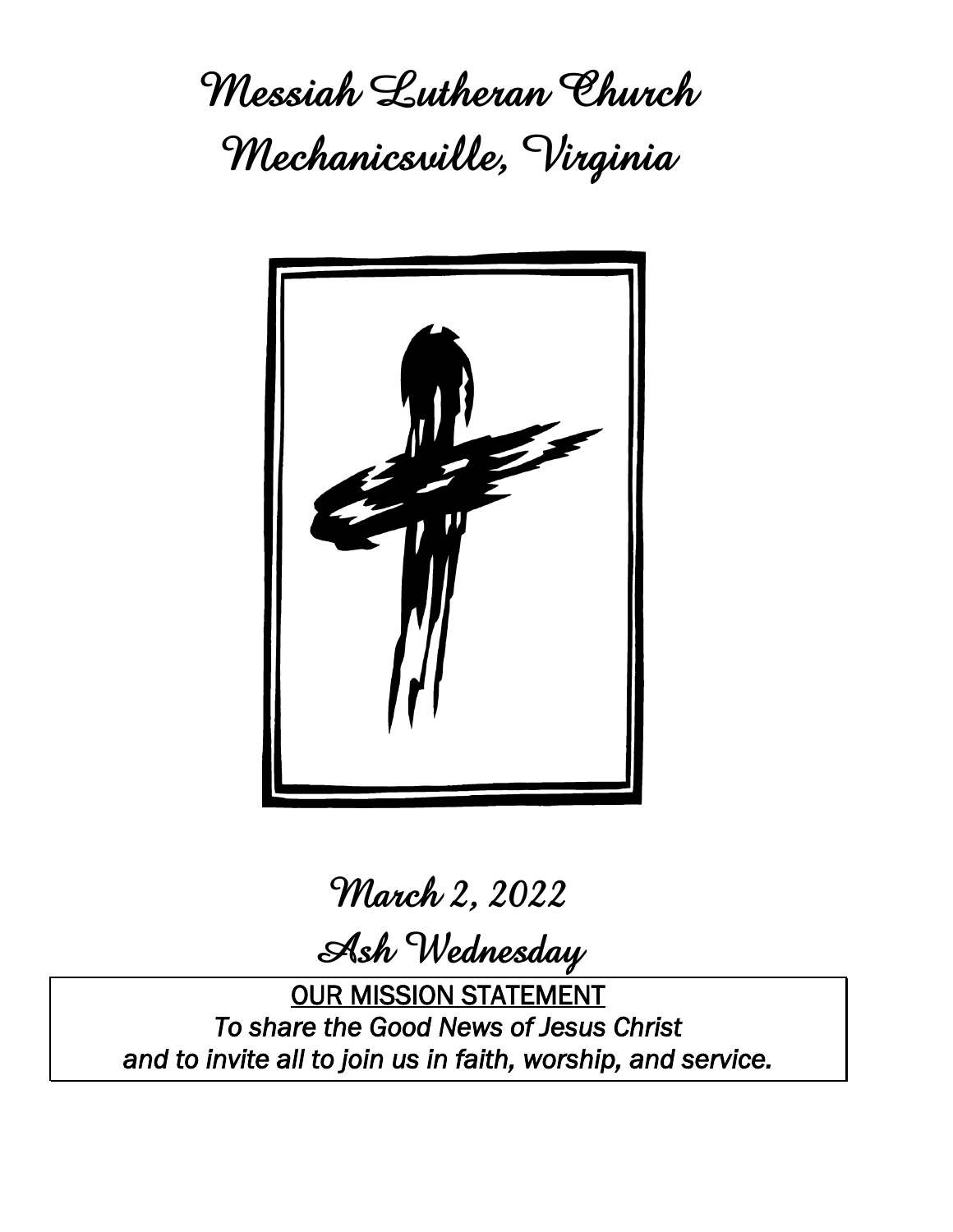# Messiah Lutheran Church
# Mechanicsville, Virginia

## March 2, 2022

## Ash Wednesday

<u>OUR MISSION STATEMENT</u>

*To share the Good News of Jesus Christ and to invite all to join us in faith, worship, and service.*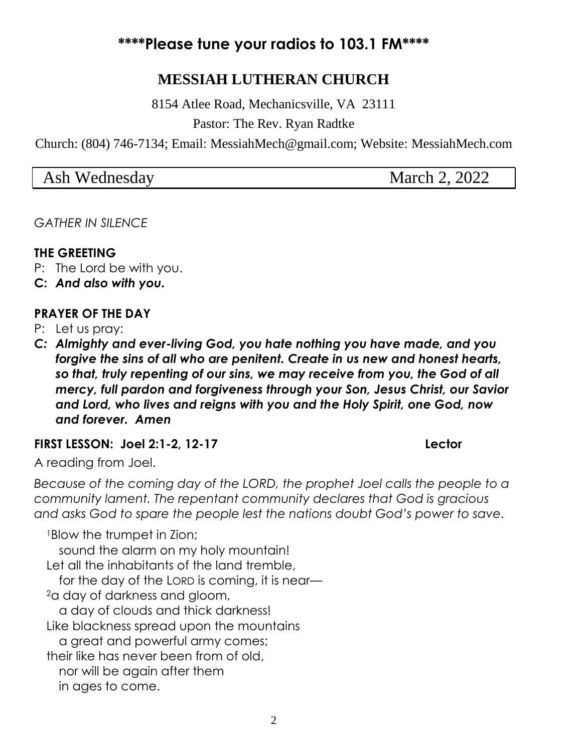## \*\*\*\*Please tune your radios to 103.1 FM\*\*\*\*

# MESSIAH LUTHERAN CHURCH

8154 Atlee Road, Mechanicsville, VA 23111

Pastor: The Rev. Ryan Radtke

Church: (804) 746-7134; Email: MessiahMech@gmail.com; Website: MessiahMech.com

| Ash Wednesday | March 2, 2022 |
|---|---|

*GATHER IN SILENCE*

**THE GREETING**

P: The Lord be with you.

**C: *And also with you.***

**PRAYER OF THE DAY**

P: Let us pray:

***C: Almighty and ever-living God, you hate nothing you have made, and you forgive the sins of all who are penitent. Create in us new and honest hearts, so that, truly repenting of our sins, we may receive from you, the God of all mercy, full pardon and forgiveness through your Son, Jesus Christ, our Savior and Lord, who lives and reigns with you and the Holy Spirit, one God, now and forever. Amen***

**FIRST LESSON: Joel 2:1-2, 12-17 Lector**

A reading from Joel.

*Because of the coming day of the LORD, the prophet Joel calls the people to a community lament. The repentant community declares that God is gracious and asks God to spare the people lest the nations doubt God's power to save.*

[1]Blow the trumpet in Zion;
 sound the alarm on my holy mountain!
Let all the inhabitants of the land tremble,
 for the day of the LORD is coming, it is near—
[2]a day of darkness and gloom,
 a day of clouds and thick darkness!
Like blackness spread upon the mountains
 a great and powerful army comes;
their like has never been from of old,
 nor will be again after them
 in ages to come.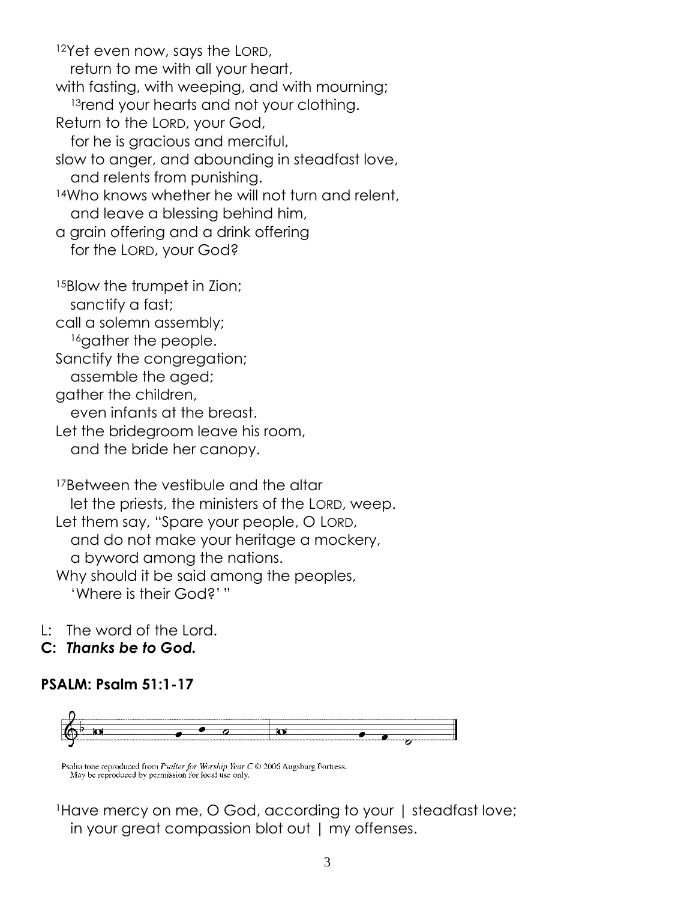[12]Yet even now, says the LORD,
  return to me with all your heart,
with fasting, with weeping, and with mourning;
  [13]rend your hearts and not your clothing.
Return to the LORD, your God,
  for he is gracious and merciful,
slow to anger, and abounding in steadfast love,
  and relents from punishing.
[14]Who knows whether he will not turn and relent,
  and leave a blessing behind him,
a grain offering and a drink offering
  for the LORD, your God?

[15]Blow the trumpet in Zion;
  sanctify a fast;
call a solemn assembly;
  [16]gather the people.
Sanctify the congregation;
  assemble the aged;
gather the children,
  even infants at the breast.
Let the bridegroom leave his room,
  and the bride her canopy.

[17]Between the vestibule and the altar
  let the priests, the ministers of the LORD, weep.
Let them say, "Spare your people, O LORD,
  and do not make your heritage a mockery,
  a byword among the nations.
Why should it be said among the peoples,
  'Where is their God?' "

L: The word of the Lord.
**C: *Thanks be to God.***

**PSALM: Psalm 51:1-17**

Psalm tone reproduced from *Psalter for Worship Year C* © 2006 Augsburg Fortress.
May be reproduced by permission for local use only.

[1]Have mercy on me, O God, according to your | steadfast love;
  in your great compassion blot out | my offenses.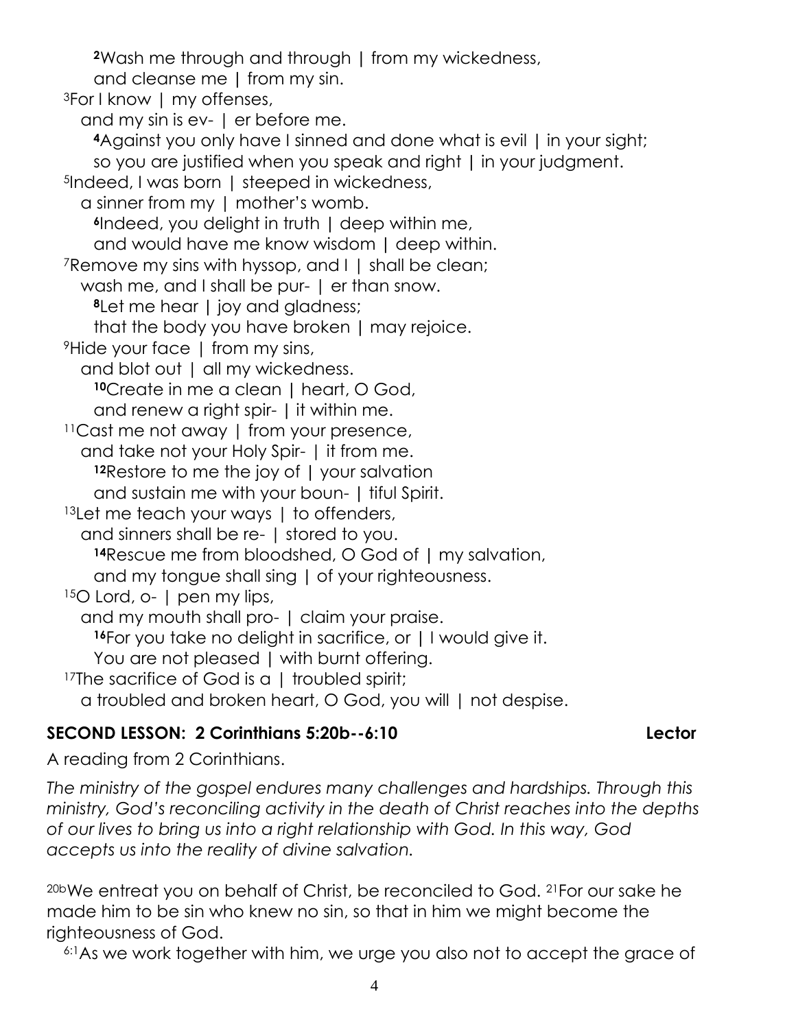**2**Wash me through and through | from my wickedness,
and cleanse me | from my sin.

3For I know | my offenses,
and my sin is ev- | er before me.

**4**Against you only have I sinned and done what is evil | in your sight;
so you are justified when you speak and right | in your judgment.

5Indeed, I was born | steeped in wickedness,
a sinner from my | mother's womb.

**6**Indeed, you delight in truth | deep within me,
and would have me know wisdom | deep within.

7Remove my sins with hyssop, and I | shall be clean;
wash me, and I shall be pur- | er than snow.

**8**Let me hear | joy and gladness;
that the body you have broken | may rejoice.

9Hide your face | from my sins,
and blot out | all my wickedness.

**10**Create in me a clean | heart, O God,
and renew a right spir- | it within me.

11Cast me not away | from your presence,
and take not your Holy Spir- | it from me.

**12**Restore to me the joy of | your salvation
and sustain me with your boun- | tiful Spirit.

13Let me teach your ways | to offenders,
and sinners shall be re- | stored to you.

**14**Rescue me from bloodshed, O God of | my salvation,
and my tongue shall sing | of your righteousness.

15O Lord, o- | pen my lips,
and my mouth shall pro- | claim your praise.

**16**For you take no delight in sacrifice, or | I would give it.
You are not pleased | with burnt offering.

17The sacrifice of God is a | troubled spirit;
a troubled and broken heart, O God, you will | not despise.

**SECOND LESSON: 2 Corinthians 5:20b--6:10 Lector**

A reading from 2 Corinthians.

*The ministry of the gospel endures many challenges and hardships. Through this ministry, God's reconciling activity in the death of Christ reaches into the depths of our lives to bring us into a right relationship with God. In this way, God accepts us into the reality of divine salvation.*

20bWe entreat you on behalf of Christ, be reconciled to God. 21For our sake he made him to be sin who knew no sin, so that in him we might become the righteousness of God.

6:1As we work together with him, we urge you also not to accept the grace of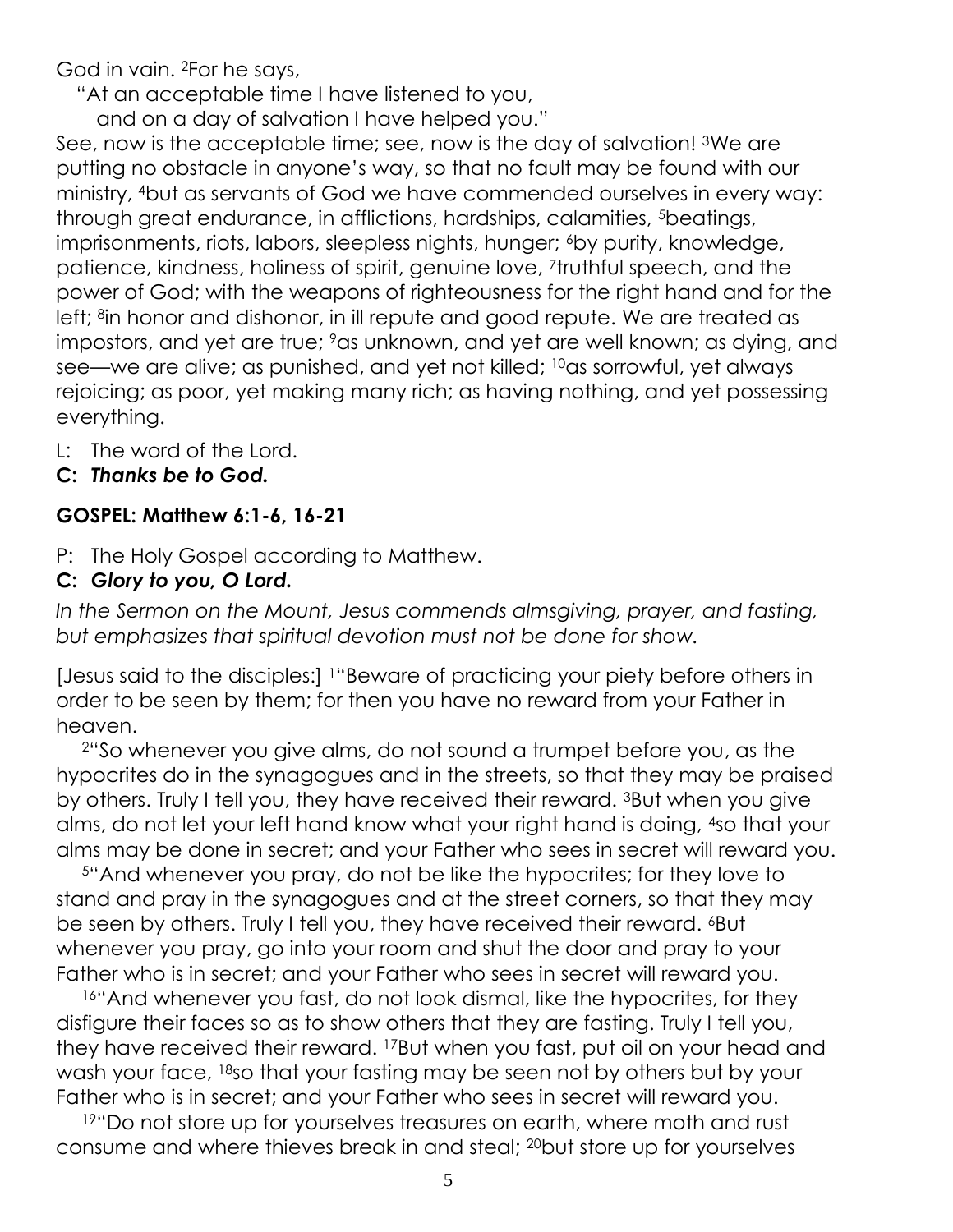God in vain. [2]For he says,

"At an acceptable time I have listened to you,
  and on a day of salvation I have helped you."

See, now is the acceptable time; see, now is the day of salvation! [3]We are putting no obstacle in anyone's way, so that no fault may be found with our ministry, [4]but as servants of God we have commended ourselves in every way: through great endurance, in afflictions, hardships, calamities, [5]beatings, imprisonments, riots, labors, sleepless nights, hunger; [6]by purity, knowledge, patience, kindness, holiness of spirit, genuine love, [7]truthful speech, and the power of God; with the weapons of righteousness for the right hand and for the left; [8]in honor and dishonor, in ill repute and good repute. We are treated as impostors, and yet are true; [9]as unknown, and yet are well known; as dying, and see—we are alive; as punished, and yet not killed; [10]as sorrowful, yet always rejoicing; as poor, yet making many rich; as having nothing, and yet possessing everything.

L: The word of the Lord.
**C: *Thanks be to God.***

**GOSPEL: Matthew 6:1-6, 16-21**

P: The Holy Gospel according to Matthew.
**C: *Glory to you, O Lord.***

*In the Sermon on the Mount, Jesus commends almsgiving, prayer, and fasting, but emphasizes that spiritual devotion must not be done for show.*

[Jesus said to the disciples:] [1]"Beware of practicing your piety before others in order to be seen by them; for then you have no reward from your Father in heaven.

[2]"So whenever you give alms, do not sound a trumpet before you, as the hypocrites do in the synagogues and in the streets, so that they may be praised by others. Truly I tell you, they have received their reward. [3]But when you give alms, do not let your left hand know what your right hand is doing, [4]so that your alms may be done in secret; and your Father who sees in secret will reward you.

[5]"And whenever you pray, do not be like the hypocrites; for they love to stand and pray in the synagogues and at the street corners, so that they may be seen by others. Truly I tell you, they have received their reward. [6]But whenever you pray, go into your room and shut the door and pray to your Father who is in secret; and your Father who sees in secret will reward you.

[16]"And whenever you fast, do not look dismal, like the hypocrites, for they disfigure their faces so as to show others that they are fasting. Truly I tell you, they have received their reward. [17]But when you fast, put oil on your head and wash your face, [18]so that your fasting may be seen not by others but by your Father who is in secret; and your Father who sees in secret will reward you.

[19]"Do not store up for yourselves treasures on earth, where moth and rust consume and where thieves break in and steal; [20]but store up for yourselves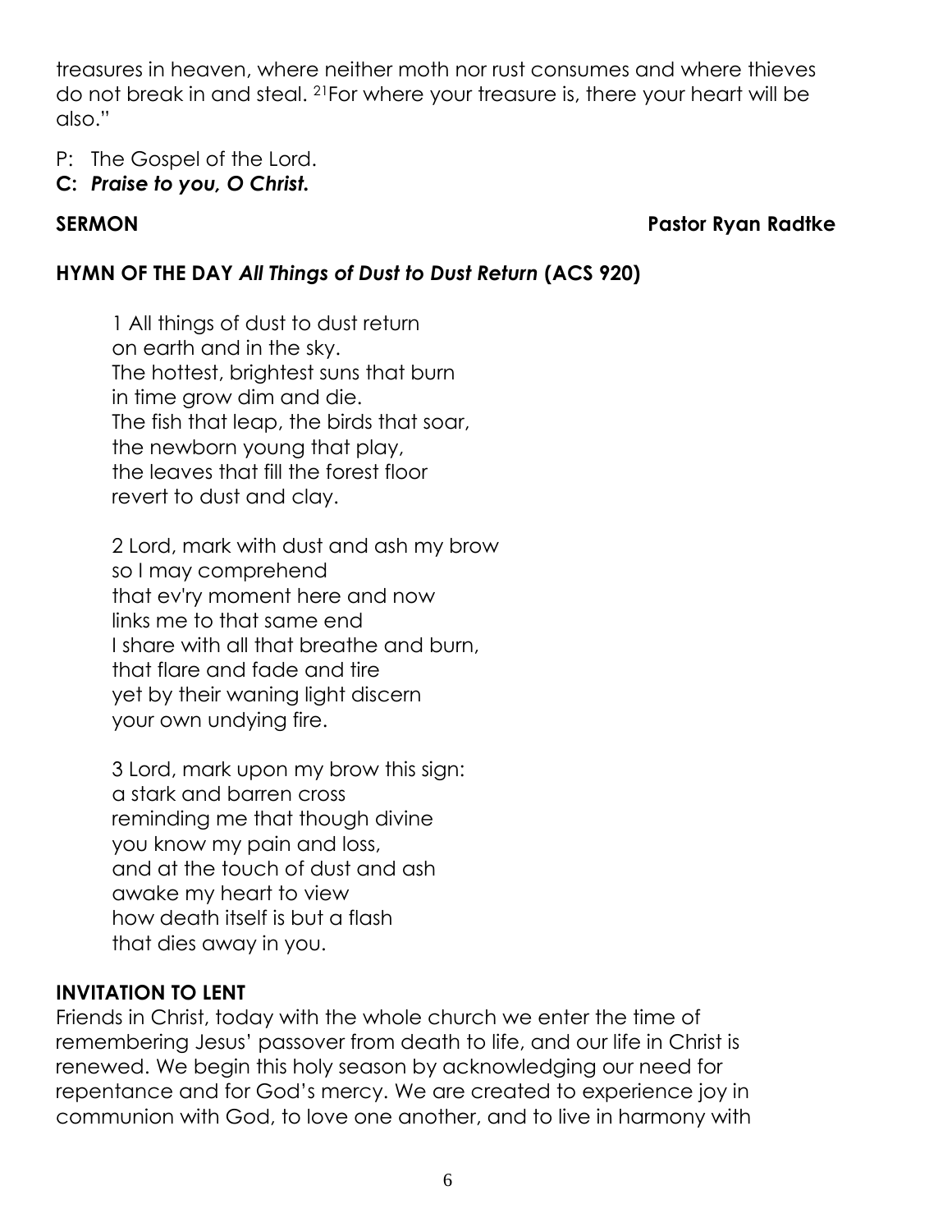treasures in heaven, where neither moth nor rust consumes and where thieves do not break in and steal. [21]For where your treasure is, there your heart will be also."

P: The Gospel of the Lord.
**C: *Praise to you, O Christ.***

**SERMON** **Pastor Ryan Radtke**

**HYMN OF THE DAY *All Things of Dust to Dust Return* (ACS 920)**

1 All things of dust to dust return
on earth and in the sky.
The hottest, brightest suns that burn
in time grow dim and die.
The fish that leap, the birds that soar,
the newborn young that play,
the leaves that fill the forest floor
revert to dust and clay.

2 Lord, mark with dust and ash my brow
so I may comprehend
that ev'ry moment here and now
links me to that same end
I share with all that breathe and burn,
that flare and fade and tire
yet by their waning light discern
your own undying fire.

3 Lord, mark upon my brow this sign:
a stark and barren cross
reminding me that though divine
you know my pain and loss,
and at the touch of dust and ash
awake my heart to view
how death itself is but a flash
that dies away in you.

**INVITATION TO LENT**
Friends in Christ, today with the whole church we enter the time of remembering Jesus' passover from death to life, and our life in Christ is renewed. We begin this holy season by acknowledging our need for repentance and for God's mercy. We are created to experience joy in communion with God, to love one another, and to live in harmony with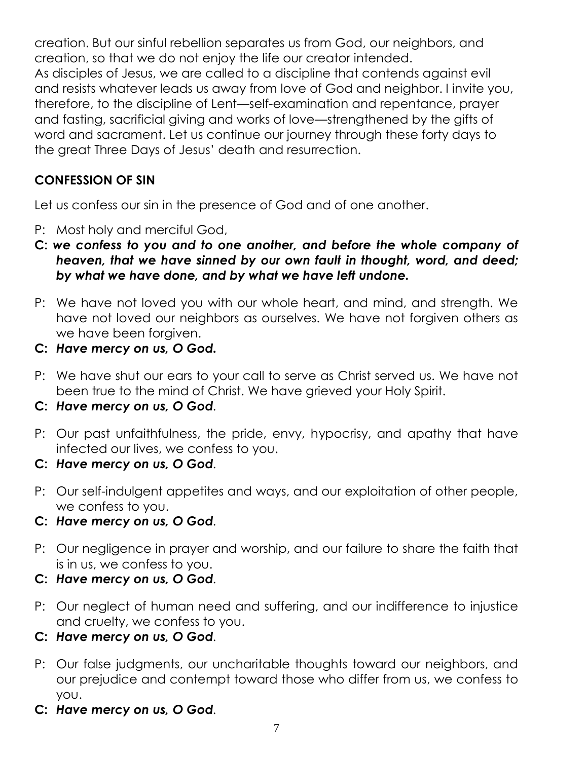creation. But our sinful rebellion separates us from God, our neighbors, and creation, so that we do not enjoy the life our creator intended.
As disciples of Jesus, we are called to a discipline that contends against evil and resists whatever leads us away from love of God and neighbor. I invite you, therefore, to the discipline of Lent—self-examination and repentance, prayer and fasting, sacrificial giving and works of love—strengthened by the gifts of word and sacrament. Let us continue our journey through these forty days to the great Three Days of Jesus' death and resurrection.

**CONFESSION OF SIN**

Let us confess our sin in the presence of God and of one another.

P: Most holy and merciful God,

**C: *we confess to you and to one another, and before the whole company of heaven, that we have sinned by our own fault in thought, word, and deed; by what we have done, and by what we have left undone.***

P: We have not loved you with our whole heart, and mind, and strength. We have not loved our neighbors as ourselves. We have not forgiven others as we have been forgiven.

**C: *Have mercy on us, O God.***

P: We have shut our ears to your call to serve as Christ served us. We have not been true to the mind of Christ. We have grieved your Holy Spirit.

**C: *Have mercy on us, O God*.**

P: Our past unfaithfulness, the pride, envy, hypocrisy, and apathy that have infected our lives, we confess to you.

**C: *Have mercy on us, O God*.**

P: Our self-indulgent appetites and ways, and our exploitation of other people, we confess to you.

**C: *Have mercy on us, O God*.**

P: Our negligence in prayer and worship, and our failure to share the faith that is in us, we confess to you.

**C: *Have mercy on us, O God*.**

P: Our neglect of human need and suffering, and our indifference to injustice and cruelty, we confess to you.

**C: *Have mercy on us, O God*.**

P: Our false judgments, our uncharitable thoughts toward our neighbors, and our prejudice and contempt toward those who differ from us, we confess to you.

**C: *Have mercy on us, O God*.**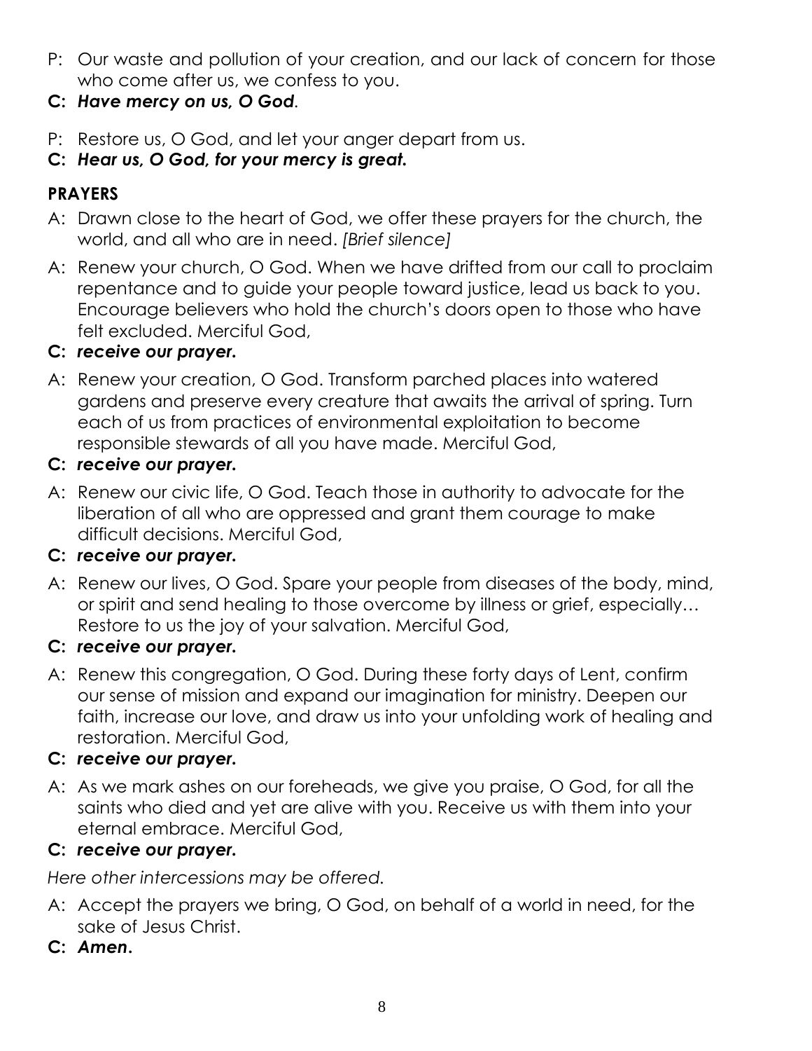P: Our waste and pollution of your creation, and our lack of concern for those who come after us, we confess to you.

**C:** ***Have mercy on us, O God*****.**

P: Restore us, O God, and let your anger depart from us.

**C:** ***Hear us, O God, for your mercy is great.***

## PRAYERS

A: Drawn close to the heart of God, we offer these prayers for the church, the world, and all who are in need. *[Brief silence]*

A: Renew your church, O God. When we have drifted from our call to proclaim repentance and to guide your people toward justice, lead us back to you. Encourage believers who hold the church's doors open to those who have felt excluded. Merciful God,

**C:** ***receive our prayer.***

A: Renew your creation, O God. Transform parched places into watered gardens and preserve every creature that awaits the arrival of spring. Turn each of us from practices of environmental exploitation to become responsible stewards of all you have made. Merciful God,

**C:** ***receive our prayer.***

A: Renew our civic life, O God. Teach those in authority to advocate for the liberation of all who are oppressed and grant them courage to make difficult decisions. Merciful God,

**C:** ***receive our prayer.***

A: Renew our lives, O God. Spare your people from diseases of the body, mind, or spirit and send healing to those overcome by illness or grief, especially… Restore to us the joy of your salvation. Merciful God,

**C:** ***receive our prayer.***

A: Renew this congregation, O God. During these forty days of Lent, confirm our sense of mission and expand our imagination for ministry. Deepen our faith, increase our love, and draw us into your unfolding work of healing and restoration. Merciful God,

**C:** ***receive our prayer.***

A: As we mark ashes on our foreheads, we give you praise, O God, for all the saints who died and yet are alive with you. Receive us with them into your eternal embrace. Merciful God,

**C:** ***receive our prayer.***

*Here other intercessions may be offered.*

A: Accept the prayers we bring, O God, on behalf of a world in need, for the sake of Jesus Christ.

**C:** ***Amen.***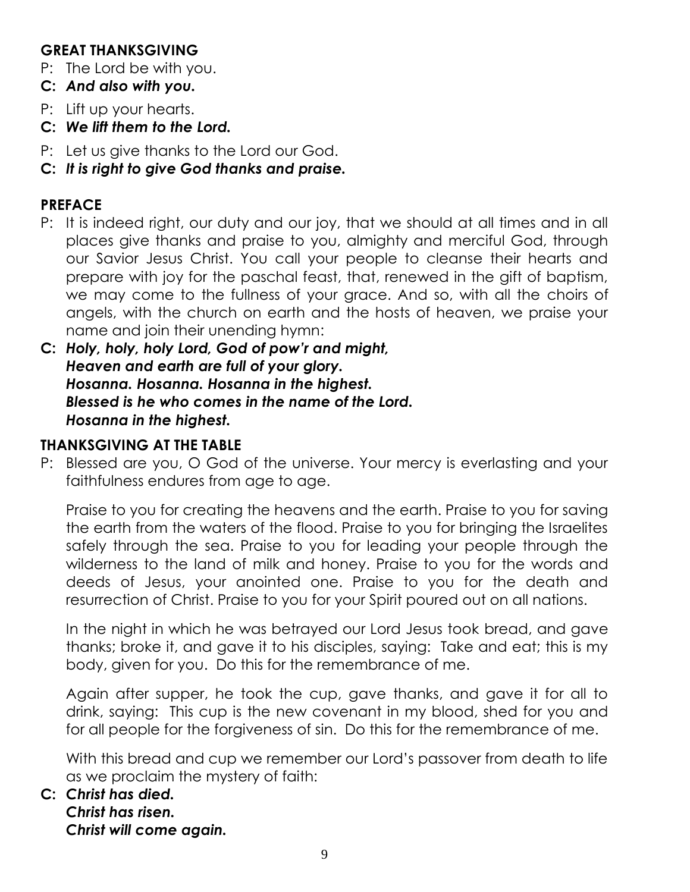## GREAT THANKSGIVING

P: The Lord be with you.

**C:** ***And also with you.***

P: Lift up your hearts.

**C:** ***We lift them to the Lord.***

P: Let us give thanks to the Lord our God.

**C:** ***It is right to give God thanks and praise.***

## PREFACE

P: It is indeed right, our duty and our joy, that we should at all times and in all places give thanks and praise to you, almighty and merciful God, through our Savior Jesus Christ. You call your people to cleanse their hearts and prepare with joy for the paschal feast, that, renewed in the gift of baptism, we may come to the fullness of your grace. And so, with all the choirs of angels, with the church on earth and the hosts of heaven, we praise your name and join their unending hymn:

**C:** ***Holy, holy, holy Lord, God of pow'r and might,***
***Heaven and earth are full of your glory.***
***Hosanna. Hosanna. Hosanna in the highest.***
***Blessed is he who comes in the name of the Lord.***
***Hosanna in the highest.***

## THANKSGIVING AT THE TABLE

P: Blessed are you, O God of the universe. Your mercy is everlasting and your faithfulness endures from age to age.

Praise to you for creating the heavens and the earth. Praise to you for saving the earth from the waters of the flood. Praise to you for bringing the Israelites safely through the sea. Praise to you for leading your people through the wilderness to the land of milk and honey. Praise to you for the words and deeds of Jesus, your anointed one. Praise to you for the death and resurrection of Christ. Praise to you for your Spirit poured out on all nations.

In the night in which he was betrayed our Lord Jesus took bread, and gave thanks; broke it, and gave it to his disciples, saying: Take and eat; this is my body, given for you. Do this for the remembrance of me.

Again after supper, he took the cup, gave thanks, and gave it for all to drink, saying: This cup is the new covenant in my blood, shed for you and for all people for the forgiveness of sin. Do this for the remembrance of me.

With this bread and cup we remember our Lord's passover from death to life as we proclaim the mystery of faith:

**C:** ***Christ has died.***
***Christ has risen.***
***Christ will come again.***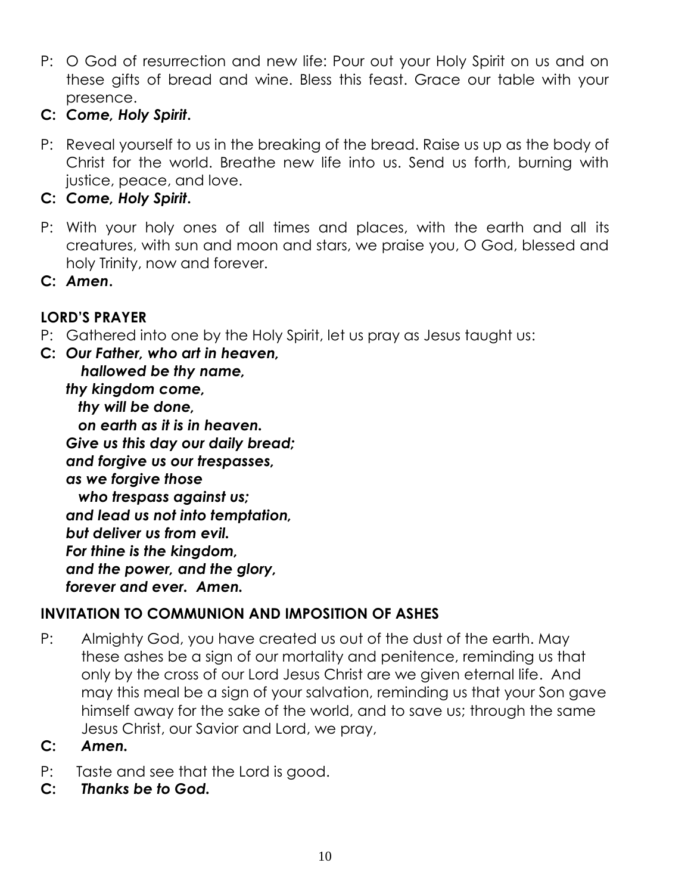P: O God of resurrection and new life: Pour out your Holy Spirit on us and on these gifts of bread and wine. Bless this feast. Grace our table with your presence.

**C: *Come, Holy Spirit*.**

P: Reveal yourself to us in the breaking of the bread. Raise us up as the body of Christ for the world. Breathe new life into us. Send us forth, burning with justice, peace, and love.

**C: *Come, Holy Spirit*.**

P: With your holy ones of all times and places, with the earth and all its creatures, with sun and moon and stars, we praise you, O God, blessed and holy Trinity, now and forever.

**C: *Amen*.**

## LORD'S PRAYER

P: Gathered into one by the Holy Spirit, let us pray as Jesus taught us:

**C: *Our Father, who art in heaven,***
***hallowed be thy name,***
***thy kingdom come,***
***thy will be done,***
***on earth as it is in heaven.***
***Give us this day our daily bread;***
***and forgive us our trespasses,***
***as we forgive those***
***who trespass against us;***
***and lead us not into temptation,***
***but deliver us from evil.***
***For thine is the kingdom,***
***and the power, and the glory,***
***forever and ever. Amen.***

## INVITATION TO COMMUNION AND IMPOSITION OF ASHES

P: Almighty God, you have created us out of the dust of the earth. May these ashes be a sign of our mortality and penitence, reminding us that only by the cross of our Lord Jesus Christ are we given eternal life. And may this meal be a sign of your salvation, reminding us that your Son gave himself away for the sake of the world, and to save us; through the same Jesus Christ, our Savior and Lord, we pray,

**C: *Amen.***

P: Taste and see that the Lord is good.

**C: *Thanks be to God.***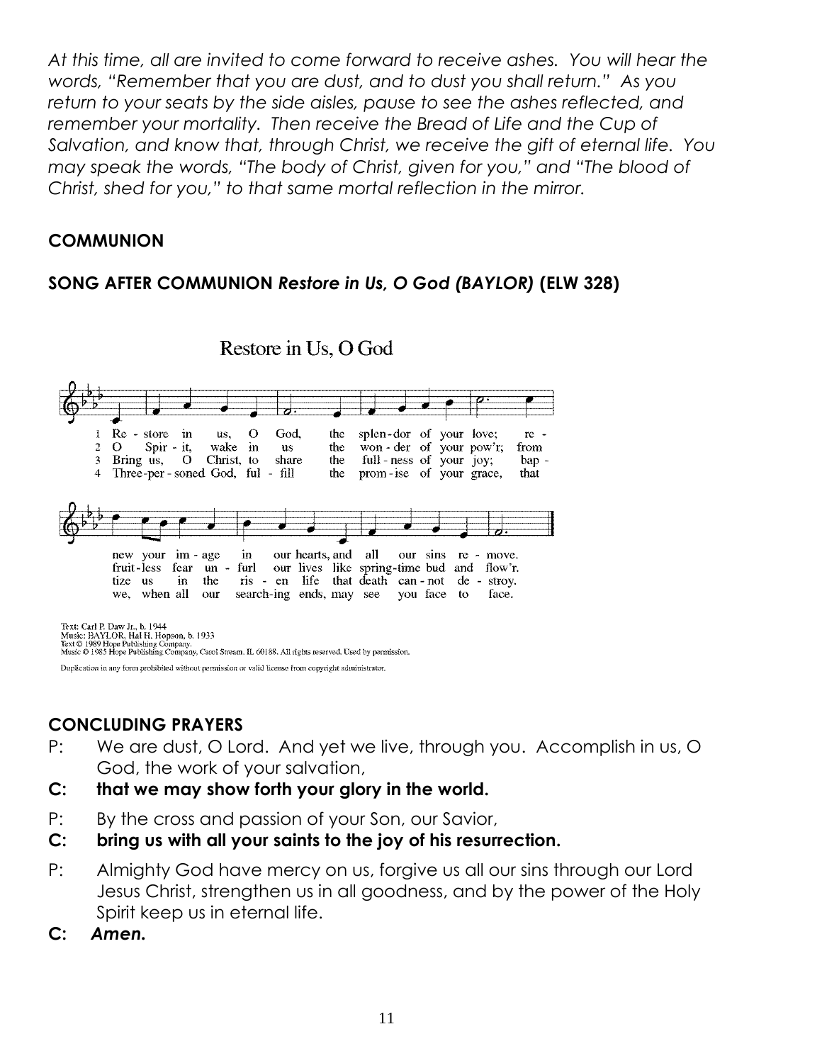*At this time, all are invited to come forward to receive ashes. You will hear the words, "Remember that you are dust, and to dust you shall return." As you return to your seats by the side aisles, pause to see the ashes reflected, and remember your mortality. Then receive the Bread of Life and the Cup of Salvation, and know that, through Christ, we receive the gift of eternal life. You may speak the words, "The body of Christ, given for you," and "The blood of Christ, shed for you," to that same mortal reflection in the mirror.*

## COMMUNION

## SONG AFTER COMMUNION *Restore in Us, O God (BAYLOR)* (ELW 328)

Restore in Us, O God

1 Restore in us, O God, the splendor of your love; renew your image in our hearts, and all our sins remove.
2 O Spirit, wake in us the wonder of your pow'r; from fruitless fear unfurl our lives like springtime bud and flow'r.
3 Bring us, O Christ, to share the fullness of your joy; baptize us in the risen life that death cannot destroy.
4 Three-personed God, fulfill the promise of your grace, that we, when all our searching ends, may see you face to face.

Text: Carl P. Daw Jr., b. 1944
Music: BAYLOR, Hal H. Hopson, b. 1933
Text © 1989 Hope Publishing Company.
Music © 1985 Hope Publishing Company, Carol Stream, IL 60188. All rights reserved. Used by permission.

Duplication in any form prohibited without permission or valid license from copyright administrator.

## CONCLUDING PRAYERS

P: We are dust, O Lord. And yet we live, through you. Accomplish in us, O God, the work of your salvation,

**C: that we may show forth your glory in the world.**

P: By the cross and passion of your Son, our Savior,

**C: bring us with all your saints to the joy of his resurrection.**

P: Almighty God have mercy on us, forgive us all our sins through our Lord Jesus Christ, strengthen us in all goodness, and by the power of the Holy Spirit keep us in eternal life.

**C: *Amen.***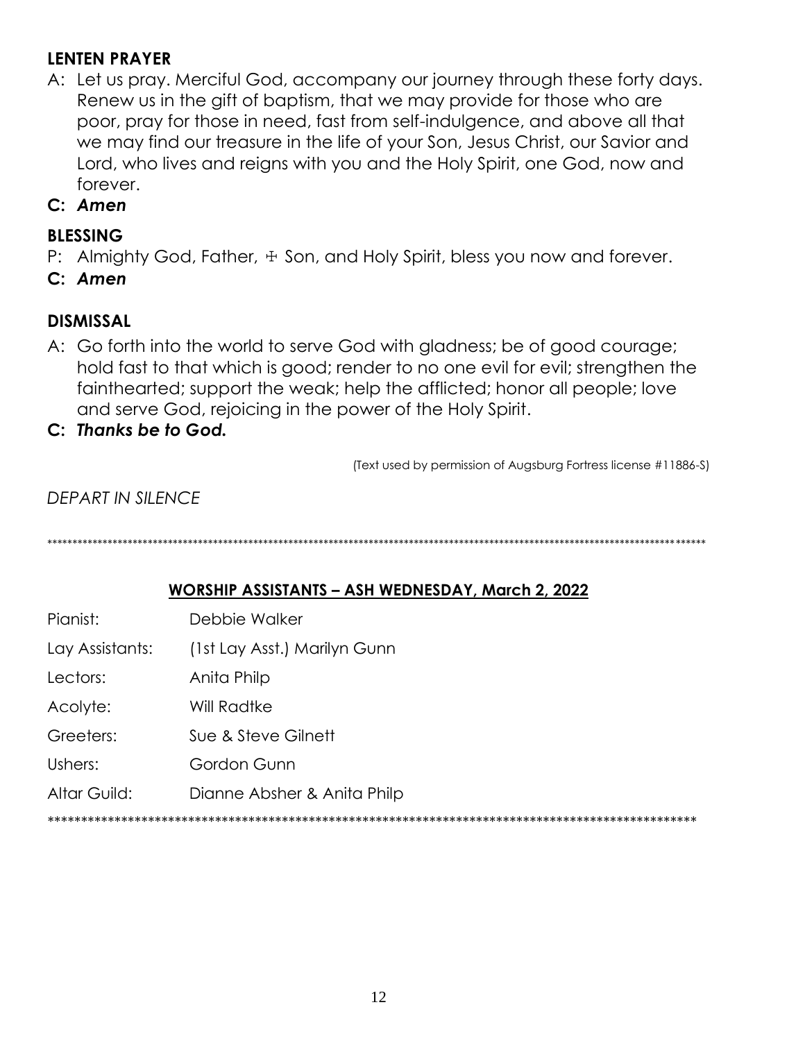## LENTEN PRAYER

A: Let us pray. Merciful God, accompany our journey through these forty days. Renew us in the gift of baptism, that we may provide for those who are poor, pray for those in need, fast from self-indulgence, and above all that we may find our treasure in the life of your Son, Jesus Christ, our Savior and Lord, who lives and reigns with you and the Holy Spirit, one God, now and forever.

**C:** ***Amen***

## BLESSING

P: Almighty God, Father, ☩ Son, and Holy Spirit, bless you now and forever.

**C:** ***Amen***

## DISMISSAL

A: Go forth into the world to serve God with gladness; be of good courage; hold fast to that which is good; render to no one evil for evil; strengthen the fainthearted; support the weak; help the afflicted; honor all people; love and serve God, rejoicing in the power of the Holy Spirit.

**C:** ***Thanks be to God.***

(Text used by permission of Augsburg Fortress license #11886-S)

*DEPART IN SILENCE*

***************************************************************************************************************************

**WORSHIP ASSISTANTS – ASH WEDNESDAY, March 2, 2022**

| | |
|---|---|
| Pianist: | Debbie Walker |
| Lay Assistants: | (1st Lay Asst.) Marilyn Gunn |
| Lectors: | Anita Philp |
| Acolyte: | Will Radtke |
| Greeters: | Sue & Steve Gilnett |
| Ushers: | Gordon Gunn |
| Altar Guild: | Dianne Absher & Anita Philp |

***************************************************************************************************